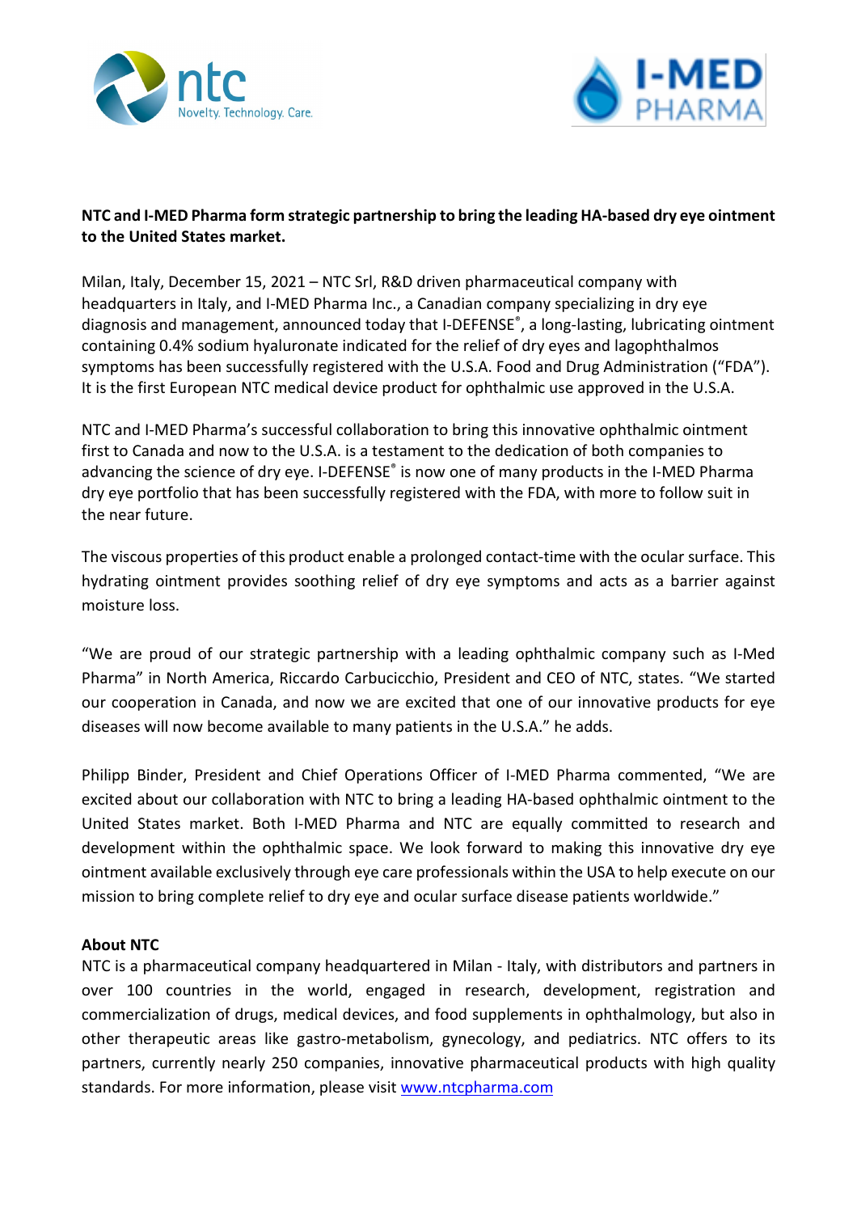**NTC and I-MED Pharma form strategic partnership to bring the leading HA-based dry eye ointment to the United States market.**

Milan, Italy, December 15, 2021 – NTC Srl, R&D driven pharmaceutical company with headquarters in Italy, and I-MED Pharma Inc., a Canadian company specializing in dry eye diagnosis and management, announced today that I-DEFENSE®, a long-lasting, lubricating ointment containing 0.4% sodium hyaluronate indicated for the relief of dry eyes and lagophthalmos symptoms has been successfully registered with the U.S.A. Food and Drug Administration ("FDA"). It is the first European NTC medical device product for ophthalmic use approved in the U.S.A.

NTC and I-MED Pharma's successful collaboration to bring this innovative ophthalmic ointment first to Canada and now to the U.S.A. is a testament to the dedication of both companies to advancing the science of dry eye. I-DEFENSE® is now one of many products in the I-MED Pharma dry eye portfolio that has been successfully registered with the FDA, with more to follow suit in the near future.

The viscous properties of this product enable a prolonged contact-time with the ocular surface. This hydrating ointment provides soothing relief of dry eye symptoms and acts as a barrier against moisture loss.

"We are proud of our strategic partnership with a leading ophthalmic company such as I-Med Pharma" in North America, Riccardo Carbucicchio, President and CEO of NTC, states. "We started our cooperation in Canada, and now we are excited that one of our innovative products for eye diseases will now become available to many patients in the U.S.A." he adds.

Philipp Binder, President and Chief Operations Officer of I-MED Pharma commented, "We are excited about our collaboration with NTC to bring a leading HA-based ophthalmic ointment to the United States market. Both I-MED Pharma and NTC are equally committed to research and development within the ophthalmic space. We look forward to making this innovative dry eye ointment available exclusively through eye care professionals within the USA to help execute on our mission to bring complete relief to dry eye and ocular surface disease patients worldwide."

**About NTC**

NTC is a pharmaceutical company headquartered in Milan - Italy, with distributors and partners in over 100 countries in the world, engaged in research, development, registration and commercialization of drugs, medical devices, and food supplements in ophthalmology, but also in other therapeutic areas like gastro-metabolism, gynecology, and pediatrics. NTC offers to its partners, currently nearly 250 companies, innovative pharmaceutical products with high quality standards. For more information, please visit www.ntcpharma.com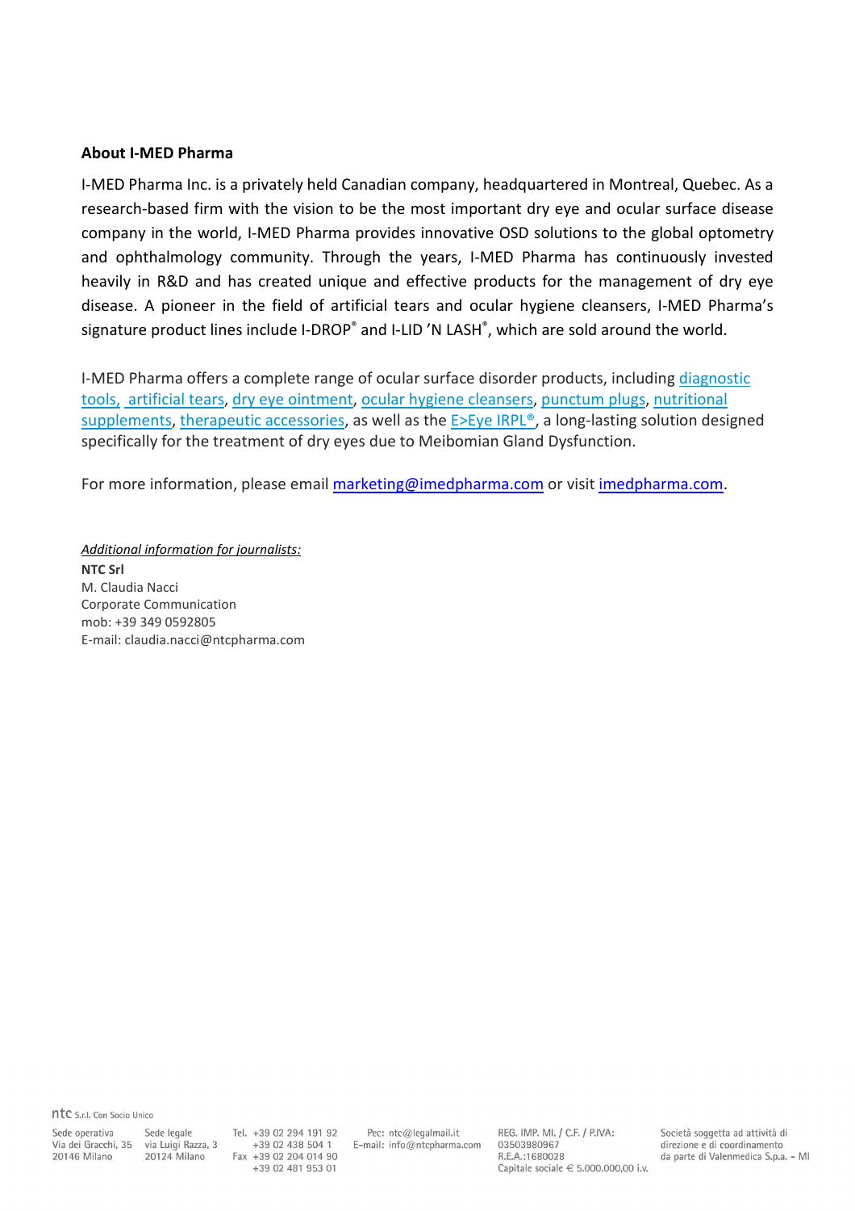**About I-MED Pharma**

I-MED Pharma Inc. is a privately held Canadian company, headquartered in Montreal, Quebec. As a research-based firm with the vision to be the most important dry eye and ocular surface disease company in the world, I-MED Pharma provides innovative OSD solutions to the global optometry and ophthalmology community. Through the years, I-MED Pharma has continuously invested heavily in R&D and has created unique and effective products for the management of dry eye disease. A pioneer in the field of artificial tears and ocular hygiene cleansers, I-MED Pharma's signature product lines include I-DROP® and I-LID 'N LASH®, which are sold around the world.

I-MED Pharma offers a complete range of ocular surface disorder products, including diagnostic tools, artificial tears, dry eye ointment, ocular hygiene cleansers, punctum plugs, nutritional supplements, therapeutic accessories, as well as the E>Eye IRPL®, a long-lasting solution designed specifically for the treatment of dry eyes due to Meibomian Gland Dysfunction.

For more information, please email marketing@imedpharma.com or visit imedpharma.com.

*Additional information for journalists:*

**NTC Srl**
M. Claudia Nacci
Corporate Communication
mob: +39 349 0592805
E-mail: claudia.nacci@ntcpharma.com

ntc S.r.l. Con Socio Unico

Sede operativa
Via dei Gracchi, 35
20146 Milano

Sede legale
via Luigi Razza, 3
20124 Milano

Tel. +39 02 294 191 92
+39 02 438 504 1
Fax +39 02 204 014 90
+39 02 481 953 01

Pec: ntc@legalmail.it
E-mail: info@ntcpharma.com

REG. IMP. MI. / C.F. / P.IVA:
03503980967
R.E.A.:1680028
Capitale sociale € 5.000.000,00 i.v.

Società soggetta ad attività di direzione e di coordinamento da parte di Valenmedica S.p.a. - MI